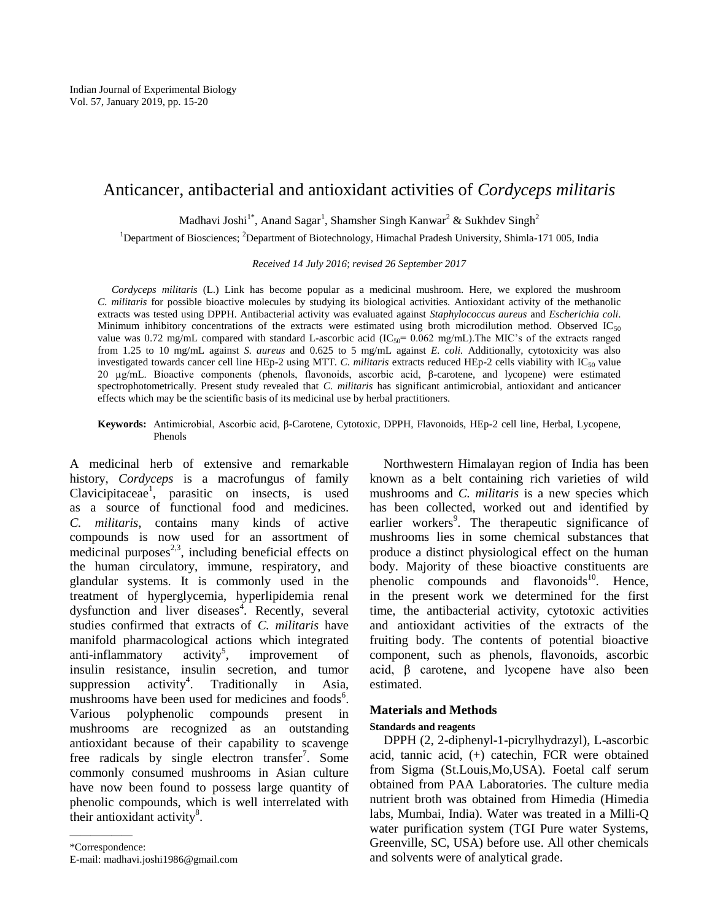# Anticancer, antibacterial and antioxidant activities of *Cordyceps militaris*

Madhavi Joshi[1*], Anand Sagar[1], Shamsher Singh Kanwar[2] & Sukhdev Singh[2]

[1]Department of Biosciences; [2]Department of Biotechnology, Himachal Pradesh University, Shimla-171 005, India

*Received 14 July 2016; revised 26 September 2017*

*Cordyceps militaris* (L.) Link has become popular as a medicinal mushroom. Here, we explored the mushroom *C. militaris* for possible bioactive molecules by studying its biological activities. Antioxidant activity of the methanolic extracts was tested using DPPH. Antibacterial activity was evaluated against *Staphylococcus aureus* and *Escherichia coli*. Minimum inhibitory concentrations of the extracts were estimated using broth microdilution method. Observed $IC_{50}$ value was 0.72 mg/mL compared with standard L-ascorbic acid ($IC_{50}$= 0.062 mg/mL).The MIC's of the extracts ranged from 1.25 to 10 mg/mL against *S. aureus* and 0.625 to 5 mg/mL against *E. coli.* Additionally, cytotoxicity was also investigated towards cancer cell line HEp-2 using MTT. *C. militaris* extracts reduced HEp-2 cells viability with $IC_{50}$ value 20 μg/mL. Bioactive components (phenols, flavonoids, ascorbic acid, β-carotene, and lycopene) were estimated spectrophotometrically. Present study revealed that *C. militaris* has significant antimicrobial, antioxidant and anticancer effects which may be the scientific basis of its medicinal use by herbal practitioners.

**Keywords:** Antimicrobial, Ascorbic acid, β-Carotene, Cytotoxic, DPPH, Flavonoids, HEp-2 cell line, Herbal, Lycopene, Phenols

A medicinal herb of extensive and remarkable history, *Cordyceps* is a macrofungus of family Clavicipitaceae[1], parasitic on insects, is used as a source of functional food and medicines. *C. militaris*, contains many kinds of active compounds is now used for an assortment of medicinal purposes[2,3], including beneficial effects on the human circulatory, immune, respiratory, and glandular systems. It is commonly used in the treatment of hyperglycemia, hyperlipidemia renal dysfunction and liver diseases[4]. Recently, several studies confirmed that extracts of *C. militaris* have manifold pharmacological actions which integrated anti-inflammatory activity[5], improvement of insulin resistance, insulin secretion, and tumor suppression activity[4]. Traditionally in Asia, mushrooms have been used for medicines and foods[6]. Various polyphenolic compounds present in mushrooms are recognized as an outstanding antioxidant because of their capability to scavenge free radicals by single electron transfer[7]. Some commonly consumed mushrooms in Asian culture have now been found to possess large quantity of phenolic compounds, which is well interrelated with their antioxidant activity[8].

Northwestern Himalayan region of India has been known as a belt containing rich varieties of wild mushrooms and *C. militaris* is a new species which has been collected, worked out and identified by earlier workers[9]. The therapeutic significance of mushrooms lies in some chemical substances that produce a distinct physiological effect on the human body. Majority of these bioactive constituents are phenolic compounds and flavonoids[10]. Hence, in the present work we determined for the first time, the antibacterial activity, cytotoxic activities and antioxidant activities of the extracts of the fruiting body. The contents of potential bioactive component, such as phenols, flavonoids, ascorbic acid, β carotene, and lycopene have also been estimated.

## Materials and Methods

### Standards and reagents

DPPH (2, 2-diphenyl-1-picrylhydrazyl), L-ascorbic acid, tannic acid, (+) catechin, FCR were obtained from Sigma (St.Louis,Mo,USA). Foetal calf serum obtained from PAA Laboratories. The culture media nutrient broth was obtained from Himedia (Himedia labs, Mumbai, India). Water was treated in a Milli-Q water purification system (TGI Pure water Systems, Greenville, SC, USA) before use. All other chemicals and solvents were of analytical grade.

\*Correspondence:
E-mail: madhavi.joshi1986@gmail.com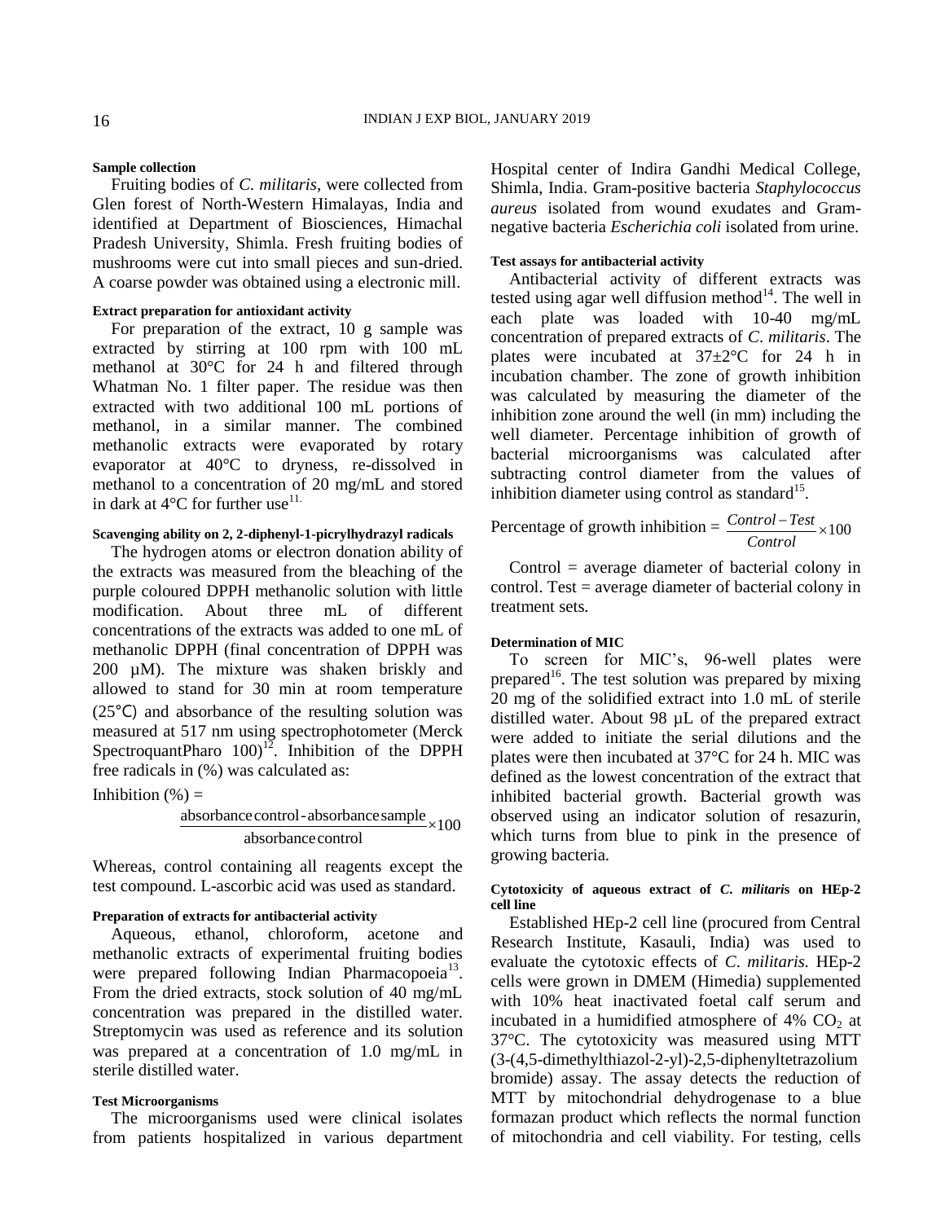#### Sample collection

Fruiting bodies of *C. militaris*, were collected from Glen forest of North-Western Himalayas, India and identified at Department of Biosciences, Himachal Pradesh University, Shimla. Fresh fruiting bodies of mushrooms were cut into small pieces and sun-dried. A coarse powder was obtained using a electronic mill.

#### Extract preparation for antioxidant activity

For preparation of the extract, 10 g sample was extracted by stirring at 100 rpm with 100 mL methanol at 30°C for 24 h and filtered through Whatman No. 1 filter paper. The residue was then extracted with two additional 100 mL portions of methanol, in a similar manner. The combined methanolic extracts were evaporated by rotary evaporator at 40°C to dryness, re-dissolved in methanol to a concentration of 20 mg/mL and stored in dark at 4°C for further use[11].

#### Scavenging ability on 2, 2-diphenyl-1-picrylhydrazyl radicals

The hydrogen atoms or electron donation ability of the extracts was measured from the bleaching of the purple coloured DPPH methanolic solution with little modification. About three mL of different concentrations of the extracts was added to one mL of methanolic DPPH (final concentration of DPPH was 200 µM). The mixture was shaken briskly and allowed to stand for 30 min at room temperature (25℃) and absorbance of the resulting solution was measured at 517 nm using spectrophotometer (Merck SpectroquantPharo 100)[12]. Inhibition of the DPPH free radicals in (%) was calculated as:

$$\text{Inhibition (\%)} = \frac{\text{absorbance control} - \text{absorbance sample}}{\text{absorbance control}} \times 100$$

Whereas, control containing all reagents except the test compound. L-ascorbic acid was used as standard.

#### Preparation of extracts for antibacterial activity

Aqueous, ethanol, chloroform, acetone and methanolic extracts of experimental fruiting bodies were prepared following Indian Pharmacopoeia[13]. From the dried extracts, stock solution of 40 mg/mL concentration was prepared in the distilled water. Streptomycin was used as reference and its solution was prepared at a concentration of 1.0 mg/mL in sterile distilled water.

#### Test Microorganisms

The microorganisms used were clinical isolates from patients hospitalized in various department Hospital center of Indira Gandhi Medical College, Shimla, India. Gram-positive bacteria *Staphylococcus aureus* isolated from wound exudates and Gram-negative bacteria *Escherichia coli* isolated from urine.

#### Test assays for antibacterial activity

Antibacterial activity of different extracts was tested using agar well diffusion method[14]. The well in each plate was loaded with 10-40 mg/mL concentration of prepared extracts of *C. militaris*. The plates were incubated at 37±2°C for 24 h in incubation chamber. The zone of growth inhibition was calculated by measuring the diameter of the inhibition zone around the well (in mm) including the well diameter. Percentage inhibition of growth of bacterial microorganisms was calculated after subtracting control diameter from the values of inhibition diameter using control as standard[15].

$$\text{Percentage of growth inhibition} = \frac{Control - Test}{Control} \times 100$$

Control = average diameter of bacterial colony in control. Test = average diameter of bacterial colony in treatment sets.

#### Determination of MIC

To screen for MIC's, 96-well plates were prepared[16]. The test solution was prepared by mixing 20 mg of the solidified extract into 1.0 mL of sterile distilled water. About 98 µL of the prepared extract were added to initiate the serial dilutions and the plates were then incubated at 37°C for 24 h. MIC was defined as the lowest concentration of the extract that inhibited bacterial growth. Bacterial growth was observed using an indicator solution of resazurin, which turns from blue to pink in the presence of growing bacteria.

#### Cytotoxicity of aqueous extract of *C. militaris* on HEp-2 cell line

Established HEp-2 cell line (procured from Central Research Institute, Kasauli, India) was used to evaluate the cytotoxic effects of *C. militaris*. HEp-2 cells were grown in DMEM (Himedia) supplemented with 10% heat inactivated foetal calf serum and incubated in a humidified atmosphere of 4% $CO_2$ at 37°C. The cytotoxicity was measured using MTT (3-(4,5-dimethylthiazol-2-yl)-2,5-diphenyltetrazolium bromide) assay. The assay detects the reduction of MTT by mitochondrial dehydrogenase to a blue formazan product which reflects the normal function of mitochondria and cell viability. For testing, cells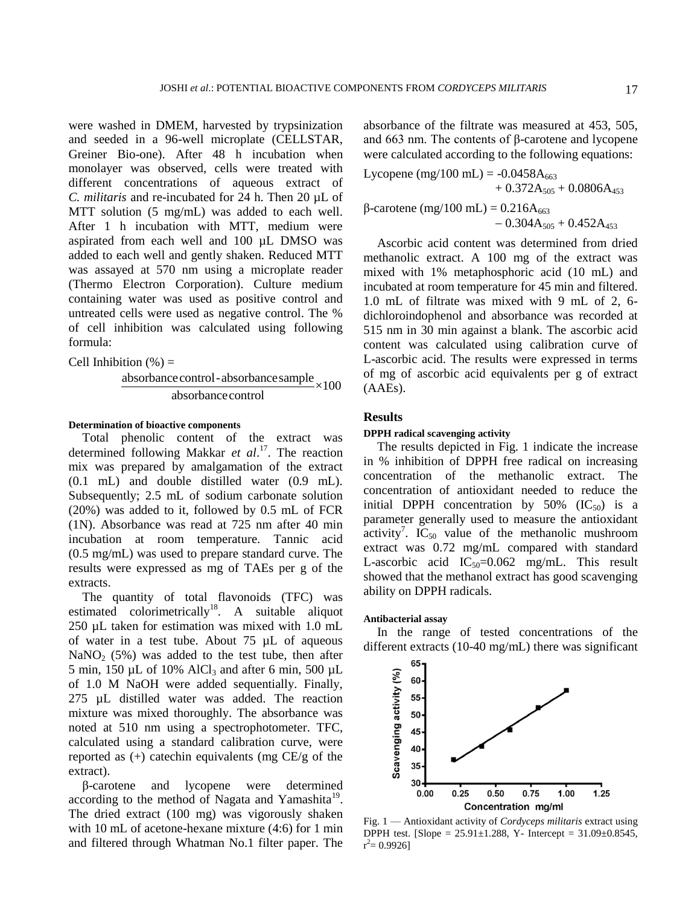were washed in DMEM, harvested by trypsinization and seeded in a 96-well microplate (CELLSTAR, Greiner Bio-one). After 48 h incubation when monolayer was observed, cells were treated with different concentrations of aqueous extract of *C. militaris* and re-incubated for 24 h. Then 20 µL of MTT solution (5 mg/mL) was added to each well. After 1 h incubation with MTT, medium were aspirated from each well and 100 µL DMSO was added to each well and gently shaken. Reduced MTT was assayed at 570 nm using a microplate reader (Thermo Electron Corporation). Culture medium containing water was used as positive control and untreated cells were used as negative control. The % of cell inhibition was calculated using following formula:

$$\text{Cell Inhibition (\%)} = \frac{\text{absorbance control} - \text{absorbance sample}}{\text{absorbance control}} \times 100$$

#### Determination of bioactive components

Total phenolic content of the extract was determined following Makkar *et al*.[17]. The reaction mix was prepared by amalgamation of the extract (0.1 mL) and double distilled water (0.9 mL). Subsequently; 2.5 mL of sodium carbonate solution (20%) was added to it, followed by 0.5 mL of FCR (1N). Absorbance was read at 725 nm after 40 min incubation at room temperature. Tannic acid (0.5 mg/mL) was used to prepare standard curve. The results were expressed as mg of TAEs per g of the extracts.

The quantity of total flavonoids (TFC) was estimated colorimetrically[18]. A suitable aliquot 250 µL taken for estimation was mixed with 1.0 mL of water in a test tube. About 75 µL of aqueous $NaNO_2$ (5%) was added to the test tube, then after 5 min, 150 µL of 10% $AlCl_3$ and after 6 min, 500 µL of 1.0 M NaOH were added sequentially. Finally, 275 µL distilled water was added. The reaction mixture was mixed thoroughly. The absorbance was noted at 510 nm using a spectrophotometer. TFC, calculated using a standard calibration curve, were reported as (+) catechin equivalents (mg CE/g of the extract).

β-carotene and lycopene were determined according to the method of Nagata and Yamashita[19]. The dried extract (100 mg) was vigorously shaken with 10 mL of acetone-hexane mixture (4:6) for 1 min and filtered through Whatman No.1 filter paper. The absorbance of the filtrate was measured at 453, 505, and 663 nm. The contents of β-carotene and lycopene were calculated according to the following equations:

$$\text{Lycopene (mg/100 mL)} = -0.0458A_{663} + 0.372A_{505} + 0.0806A_{453}$$

$$\beta\text{-carotene (mg/100 mL)} = 0.216A_{663} - 0.304A_{505} + 0.452A_{453}$$

Ascorbic acid content was determined from dried methanolic extract. A 100 mg of the extract was mixed with 1% metaphosphoric acid (10 mL) and incubated at room temperature for 45 min and filtered. 1.0 mL of filtrate was mixed with 9 mL of 2, 6-dichloroindophenol and absorbance was recorded at 515 nm in 30 min against a blank. The ascorbic acid content was calculated using calibration curve of L-ascorbic acid. The results were expressed in terms of mg of ascorbic acid equivalents per g of extract (AAEs).

## Results

#### DPPH radical scavenging activity

The results depicted in Fig. 1 indicate the increase in % inhibition of DPPH free radical on increasing concentration of the methanolic extract. The concentration of antioxidant needed to reduce the initial DPPH concentration by 50% ($IC_{50}$) is a parameter generally used to measure the antioxidant activity[7]. $IC_{50}$ value of the methanolic mushroom extract was 0.72 mg/mL compared with standard L-ascorbic $IC_{50}$=0.062 mg/mL. This result showed that the methanol extract has good scavenging ability on DPPH radicals.

#### Antibacterial assay

In the range of tested concentrations of the different extracts (10-40 mg/mL) there was significant

Fig. 1 — Antioxidant activity of *Cordyceps militaris* extract using DPPH test. [Slope = 25.91±1.288, Y- Intercept = 31.09±0.8545, $r^2$= 0.9926]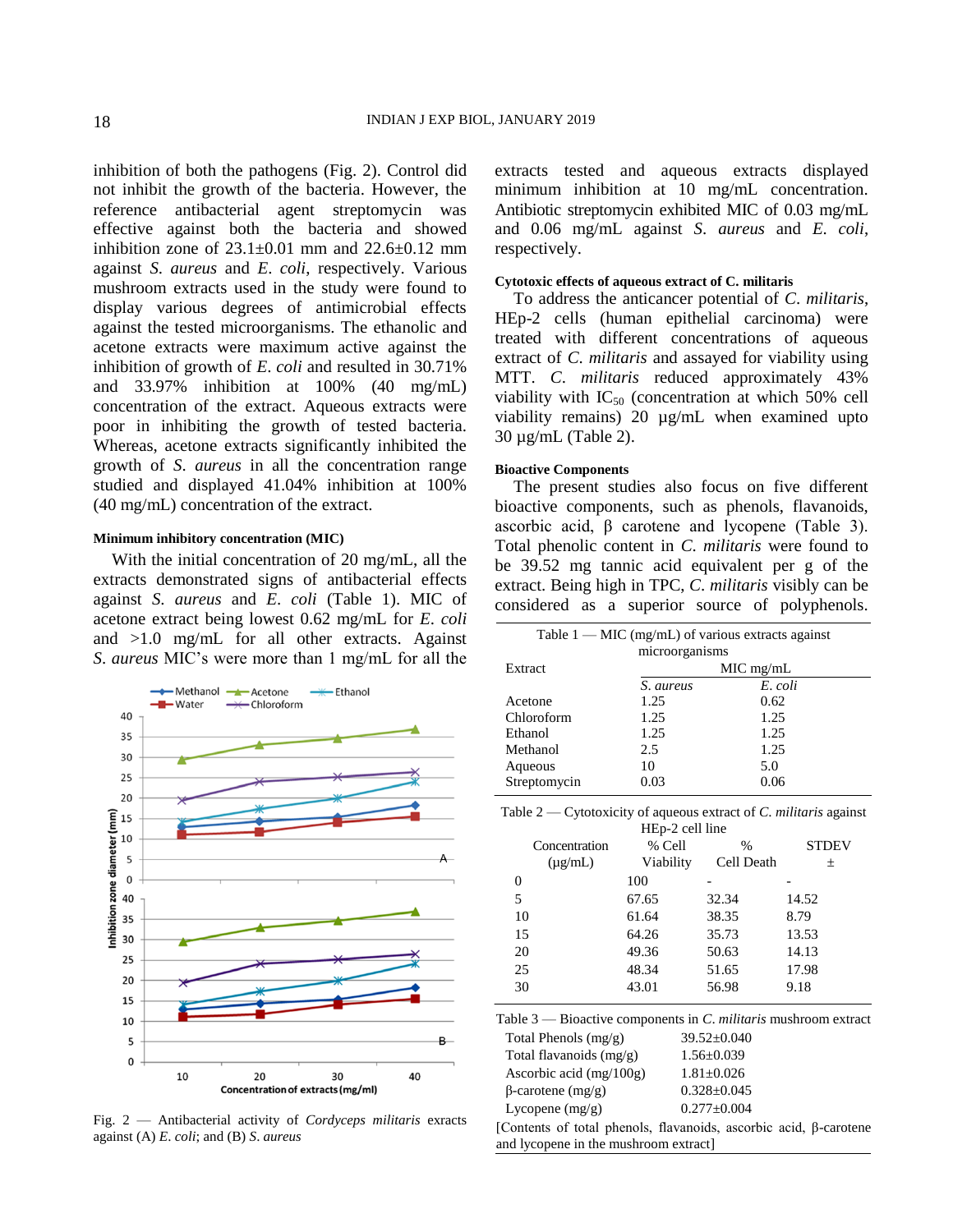inhibition of both the pathogens (Fig. 2). Control did not inhibit the growth of the bacteria. However, the reference antibacterial agent streptomycin was effective against both the bacteria and showed inhibition zone of 23.1±0.01 mm and 22.6±0.12 mm against *S. aureus* and *E. coli*, respectively. Various mushroom extracts used in the study were found to display various degrees of antimicrobial effects against the tested microorganisms. The ethanolic and acetone extracts were maximum active against the inhibition of growth of *E. coli* and resulted in 30.71% and 33.97% inhibition at 100% (40 mg/mL) concentration of the extract. Aqueous extracts were poor in inhibiting the growth of tested bacteria. Whereas, acetone extracts significantly inhibited the growth of *S. aureus* in all the concentration range studied and displayed 41.04% inhibition at 100% (40 mg/mL) concentration of the extract.

#### Minimum inhibitory concentration (MIC)

With the initial concentration of 20 mg/mL, all the extracts demonstrated signs of antibacterial effects against *S. aureus* and *E. coli* (Table 1). MIC of acetone extract being lowest 0.62 mg/mL for *E. coli* and >1.0 mg/mL for all other extracts. Against *S. aureus* MIC's were more than 1 mg/mL for all the extracts tested and aqueous extracts displayed minimum inhibition at 10 mg/mL concentration. Antibiotic streptomycin exhibited MIC of 0.03 mg/mL and 0.06 mg/mL against *S. aureus* and *E. coli*, respectively.

Fig. 2 — Antibacterial activity of *Cordyceps militaris* extracts against (A) *E. coli*; and (B) *S. aureus*

#### Cytotoxic effects of aqueous extract of C. militaris

To address the anticancer potential of *C. militaris*, HEp-2 cells (human epithelial carcinoma) were treated with different concentrations of aqueous extract of *C. militaris* and assayed for viability using MTT. *C. militaris* reduced approximately 43% viability with $IC_{50}$ (concentration at which 50% cell viability remains) 20 µg/mL when examined upto 30 µg/mL (Table 2).

#### Bioactive Components

The present studies also focus on five different bioactive components, such as phenols, flavanoids, ascorbic acid, β carotene and lycopene (Table 3). Total phenolic content in *C. militaris* were found to be 39.52 mg tannic acid equivalent per g of the extract. Being high in TPC, *C. militaris* visibly can be considered as a superior source of polyphenols.

Table 1 — MIC (mg/mL) of various extracts against microorganisms

| Extract | MIC mg/mL | |
|---|---|---|
| | *S. aureus* | *E. coli* |
| Acetone | 1.25 | 0.62 |
| Chloroform | 1.25 | 1.25 |
| Ethanol | 1.25 | 1.25 |
| Methanol | 2.5 | 1.25 |
| Aqueous | 10 | 5.0 |
| Streptomycin | 0.03 | 0.06 |

Table 2 — Cytotoxicity of aqueous extract of *C. militaris* against HEp-2 cell line

| Concentration (µg/mL) | % Cell Viability | % Cell Death | STDEV ± |
|---|---|---|---|
| 0 | 100 | - | - |
| 5 | 67.65 | 32.34 | 14.52 |
| 10 | 61.64 | 38.35 | 8.79 |
| 15 | 64.26 | 35.73 | 13.53 |
| 20 | 49.36 | 50.63 | 14.13 |
| 25 | 48.34 | 51.65 | 17.98 |
| 30 | 43.01 | 56.98 | 9.18 |

Table 3 — Bioactive components in *C. militaris* mushroom extract

| Component | Content |
|---|---|
| Total Phenols (mg/g) | 39.52±0.040 |
| Total flavanoids (mg/g) | 1.56±0.039 |
| Ascorbic acid (mg/100g) | 1.81±0.026 |
| β-carotene (mg/g) | 0.328±0.045 |
| Lycopene (mg/g) | 0.277±0.004 |

[Contents of total phenols, flavanoids, ascorbic acid, β-carotene and lycopene in the mushroom extract]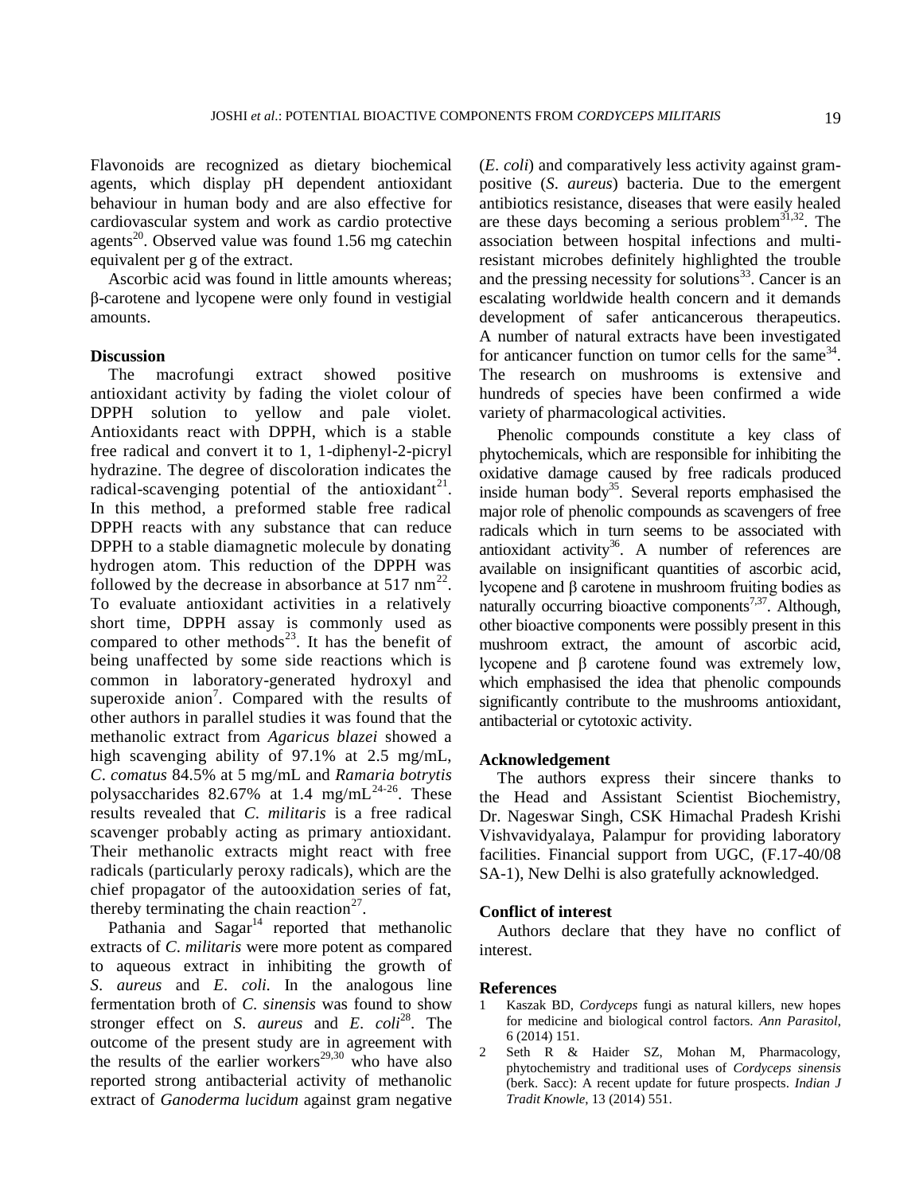Flavonoids are recognized as dietary biochemical agents, which display pH dependent antioxidant behaviour in human body and are also effective for cardiovascular system and work as cardio protective agents[20]. Observed value was found 1.56 mg catechin equivalent per g of the extract.

Ascorbic acid was found in little amounts whereas; β-carotene and lycopene were only found in vestigial amounts.

## Discussion

The macrofungi extract showed positive antioxidant activity by fading the violet colour of DPPH solution to yellow and pale violet. Antioxidants react with DPPH, which is a stable free radical and convert it to 1, 1-diphenyl-2-picryl hydrazine. The degree of discoloration indicates the radical-scavenging potential of the antioxidant[21]. In this method, a preformed stable free radical DPPH reacts with any substance that can reduce DPPH to a stable diamagnetic molecule by donating hydrogen atom. This reduction of the DPPH was followed by the decrease in absorbance at 517 nm[22]. To evaluate antioxidant activities in a relatively short time, DPPH assay is commonly used as compared to other methods[23]. It has the benefit of being unaffected by some side reactions which is common in laboratory-generated hydroxyl and superoxide anion[7]. Compared with the results of other authors in parallel studies it was found that the methanolic extract from *Agaricus blazei* showed a high scavenging ability of 97.1% at 2.5 mg/mL, *C. comatus* 84.5% at 5 mg/mL and *Ramaria botrytis* polysaccharides 82.67% at 1.4 mg/mL[24-26]. These results revealed that *C. militaris* is a free radical scavenger probably acting as primary antioxidant. Their methanolic extracts might react with free radicals (particularly peroxy radicals), which are the chief propagator of the autooxidation series of fat, thereby terminating the chain reaction[27].

Pathania and Sagar[14] reported that methanolic extracts of *C. militaris* were more potent as compared to aqueous extract in inhibiting the growth of *S. aureus* and *E. coli.* In the analogous line fermentation broth of *C. sinensis* was found to show stronger effect on *S. aureus* and *E. coli*[28]. The outcome of the present study are in agreement with the results of the earlier workers[29,30] who have also reported strong antibacterial activity of methanolic extract of *Ganoderma lucidum* against gram negative (*E. coli*) and comparatively less activity against gram-positive (*S. aureus*) bacteria. Due to the emergent antibiotics resistance, diseases that were easily healed are these days becoming a serious problem[31,32]. The association between hospital infections and multi-resistant microbes definitely highlighted the trouble and the pressing necessity for solutions[33]. Cancer is an escalating worldwide health concern and it demands development of safer anticancerous therapeutics. A number of natural extracts have been investigated for anticancer function on tumor cells for the same[34]. The research on mushrooms is extensive and hundreds of species have been confirmed a wide variety of pharmacological activities.

Phenolic compounds constitute a key class of phytochemicals, which are responsible for inhibiting the oxidative damage caused by free radicals produced inside human body[35]. Several reports emphasised the major role of phenolic compounds as scavengers of free radicals which in turn seems to be associated with antioxidant activity[36]. A number of references are available on insignificant quantities of ascorbic acid, lycopene and β carotene in mushroom fruiting bodies as naturally occurring bioactive components[7,37]. Although, other bioactive components were possibly present in this mushroom extract, the amount of ascorbic acid, lycopene and β carotene found was extremely low, which emphasised the idea that phenolic compounds significantly contribute to the mushrooms antioxidant, antibacterial or cytotoxic activity.

## Acknowledgement

The authors express their sincere thanks to the Head and Assistant Scientist Biochemistry, Dr. Nageswar Singh, CSK Himachal Pradesh Krishi Vishvavidyalaya, Palampur for providing laboratory facilities. Financial support from UGC, (F.17-40/08 SA-1), New Delhi is also gratefully acknowledged.

## Conflict of interest

Authors declare that they have no conflict of interest.

## References

1. Kaszak BD, *Cordyceps* fungi as natural killers, new hopes for medicine and biological control factors. *Ann Parasitol*, 6 (2014) 151.
2. Seth R & Haider SZ, Mohan M, Pharmacology, phytochemistry and traditional uses of *Cordyceps sinensis* (berk. Sacc): A recent update for future prospects. *Indian J Tradit Knowle*, 13 (2014) 551.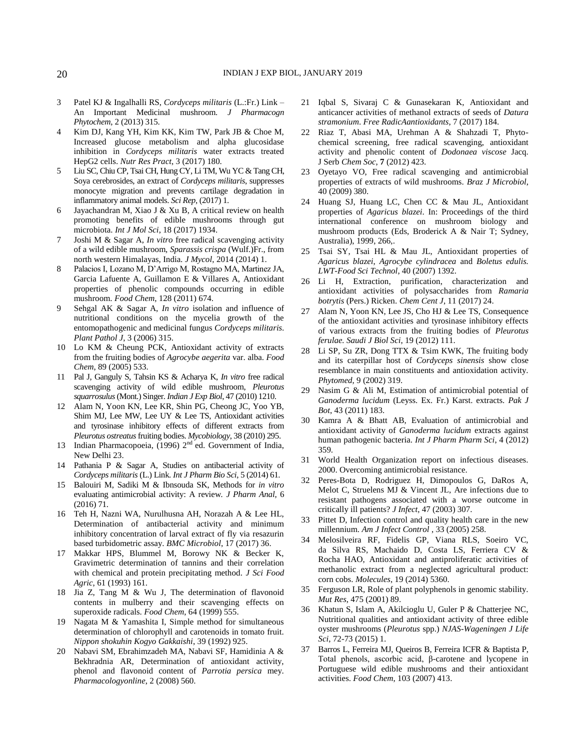3 Patel KJ & Ingalhalli RS, *Cordyceps militaris* (L.:Fr.) Link – An Important Medicinal mushroom. *J Pharmacogn Phytochem*, 2 (2013) 315.

4 Kim DJ, Kang YH, Kim KK, Kim TW, Park JB & Choe M, Increased glucose metabolism and alpha glucosidase inhibition in *Cordyceps militaris* water extracts treated HepG2 cells. *Nutr Res Pract*, 3 (2017) 180.

5 Liu SC, Chiu CP, Tsai CH, Hung CY, Li TM, Wu YC & Tang CH, Soya cerebrosides, an extract of *Cordyceps militaris*, suppresses monocyte migration and prevents cartilage degradation in inflammatory animal models. *Sci Rep*, (2017) 1.

6 Jayachandran M, Xiao J & Xu B, A critical review on health promoting benefits of edible mushrooms through gut microbiota. *Int J Mol Sci*, 18 (2017) 1934.

7 Joshi M & Sagar A, *In vitro* free radical scavenging activity of a wild edible mushroom, *Sparassis crispa* (Wulf.)Fr., from north western Himalayas, India. *J Mycol*, 2014 (2014) 1.

8 Palacios I, Lozano M, D'Arrigo M, Rostagno MA, Martinez JA, Garcia Lafuente A, Guillamon E & Villares A, Antioxidant properties of phenolic compounds occurring in edible mushroom. *Food Chem*, 128 (2011) 674.

9 Sehgal AK & Sagar A, *In vitro* isolation and influence of nutritional conditions on the mycelia growth of the entomopathogenic and medicinal fungus *Cordyceps militaris*. *Plant Pathol J*, 3 (2006) 315.

10 Lo KM & Cheung PCK, Antioxidant activity of extracts from the fruiting bodies of *Agrocybe aegerita* var. alba. *Food Chem*, 89 (2005) 533.

11 Pal J, Ganguly S, Tahsin KS & Acharya K, *In vitro* free radical scavenging activity of wild edible mushroom, *Pleurotus squarrosulus* (Mont.) Singer. *Indian J Exp Biol*, 47 (2010) 1210.

12 Alam N, Yoon KN, Lee KR, Shin PG, Cheong JC, Yoo YB, Shim MJ, Lee MW, Lee UY & Lee TS, Antioxidant activities and tyrosinase inhibitory effects of different extracts from *Pleurotus ostreatus* fruiting bodies. *Mycobiology*, 38 (2010) 295.

13 Indian Pharmacopoeia, (1996) 2nd ed. Government of India, New Delhi 23.

14 Pathania P & Sagar A, Studies on antibacterial activity of *Cordyceps militaris* (L.) Link. *Int J Pharm Bio Sci*, 5 (2014) 61.

15 Balouiri M, Sadiki M & Ibnsouda SK, Methods for *in vitro* evaluating antimicrobial activity: A review. *J Pharm Anal*, 6 (2016) 71.

16 Teh H, Nazni WA, Nurulhusna AH, Norazah A & Lee HL, Determination of antibacterial activity and minimum inhibitory concentration of larval extract of fly via resazurin based turbidometric assay. *BMC Microbiol*, 17 (2017) 36.

17 Makkar HPS, Blummel M, Borowy NK & Becker K, Gravimetric determination of tannins and their correlation with chemical and protein precipitating method. *J Sci Food Agric*, 61 (1993) 161.

18 Jia Z, Tang M & Wu J, The determination of flavonoid contents in mulberry and their scavenging effects on superoxide radicals. *Food Chem*, 64 (1999) 555.

19 Nagata M & Yamashita I, Simple method for simultaneous determination of chlorophyll and carotenoids in tomato fruit. *Nippon shokuhin Kogyo Gakkaishi*, 39 (1992) 925.

20 Nabavi SM, Ebrahimzadeh MA, Nabavi SF, Hamidinia A & Bekhradnia AR, Determination of antioxidant activity, phenol and flavonoid content of *Parrotia persica* mey. *Pharmacologyonline*, 2 (2008) 560.

21 Iqbal S, Sivaraj C & Gunasekaran K, Antioxidant and anticancer activities of methanol extracts of seeds of *Datura stramonium*. *Free RadicAantioxidants*, 7 (2017) 184.

22 Riaz T, Abasi MA, Urehman A & Shahzadi T, Phyto-chemical screening, free radical scavenging, antioxidant activity and phenolic content of *Dodonaea viscose* Jacq. J Serb *Chem Soc*, **7** (2012) 423.

23 Oyetayo VO, Free radical scavenging and antimicrobial properties of extracts of wild mushrooms. *Braz J Microbiol*, 40 (2009) 380.

24 Huang SJ, Huang LC, Chen CC & Mau JL, Antioxidant properties of *Agaricus blazei*. In: Proceedings of the third international conference on mushroom biology and mushroom products (Eds, Broderick A & Nair T; Sydney, Australia), 1999, 266,.

25 Tsai SY, Tsai HL & Mau JL, Antioxidant properties of *Agaricus blazei*, *Agrocybe cylindracea* and *Boletus edulis. LWT-Food Sci Technol*, 40 (2007) 1392.

26 Li H, Extraction, purification, characterization and antioxidant activities of polysaccharides from *Ramaria botrytis* (Pers.) Ricken. *Chem Cent J*, 11 (2017) 24.

27 Alam N, Yoon KN, Lee JS, Cho HJ & Lee TS, Consequence of the antioxidant activities and tyrosinase inhibitory effects of various extracts from the fruiting bodies of *Pleurotus ferulae*. *Saudi J Biol Sci*, 19 (2012) 111.

28 Li SP, Su ZR, Dong TTX & Tsim KWK, The fruiting body and its caterpillar host of *Cordyceps sinensis* show close resemblance in main constituents and antioxidation activity. *Phytomed*, 9 (2002) 319.

29 Nasim G & Ali M, Estimation of antimicrobial potential of *Ganoderma lucidum* (Leyss. Ex. Fr.) Karst. extracts. *Pak J Bot*, 43 (2011) 183.

30 Kamra A & Bhatt AB, Evaluation of antimicrobial and antioxidant activity of *Ganoderma lucidum* extracts against human pathogenic bacteria. *Int J Pharm Pharm Sci*, 4 (2012) 359.

31 World Health Organization report on infectious diseases. 2000. Overcoming antimicrobial resistance.

32 Peres-Bota D, Rodriguez H, Dimopoulos G, DaRos A, Melot C, Struelens MJ & Vincent JL, Are infections due to resistant pathogens associated with a worse outcome in critically ill patients? *J Infect*, 47 (2003) 307.

33 Pittet D, Infection control and quality health care in the new millennium. *Am J Infect Control* , 33 (2005) 258.

34 Melosilveira RF, Fidelis GP, Viana RLS, Soeiro VC, da Silva RS, Machaido D, Costa LS, Ferriera CV & Rocha HAO, Antioxidant and antiproliferatic activities of methanolic extract from a neglected agricultural product: corn cobs. *Molecules*, 19 (2014) 5360.

35 Ferguson LR, Role of plant polyphenols in genomic stability. *Mut Res*, 475 (2001) 89.

36 Khatun S, Islam A, Akilcioglu U, Guler P & Chatterjee NC, Nutritional qualities and antioxidant activity of three edible oyster mushrooms (*Pleurotus* spp.) *NJAS-Wageningen J Life Sci*, 72-73 (2015) 1.

37 Barros L, Ferreira MJ, Queiros B, Ferreira ICFR & Baptista P, Total phenols, ascorbic acid, β-carotene and lycopene in Portuguese wild edible mushrooms and their antioxidant activities. *Food Chem*, 103 (2007) 413.